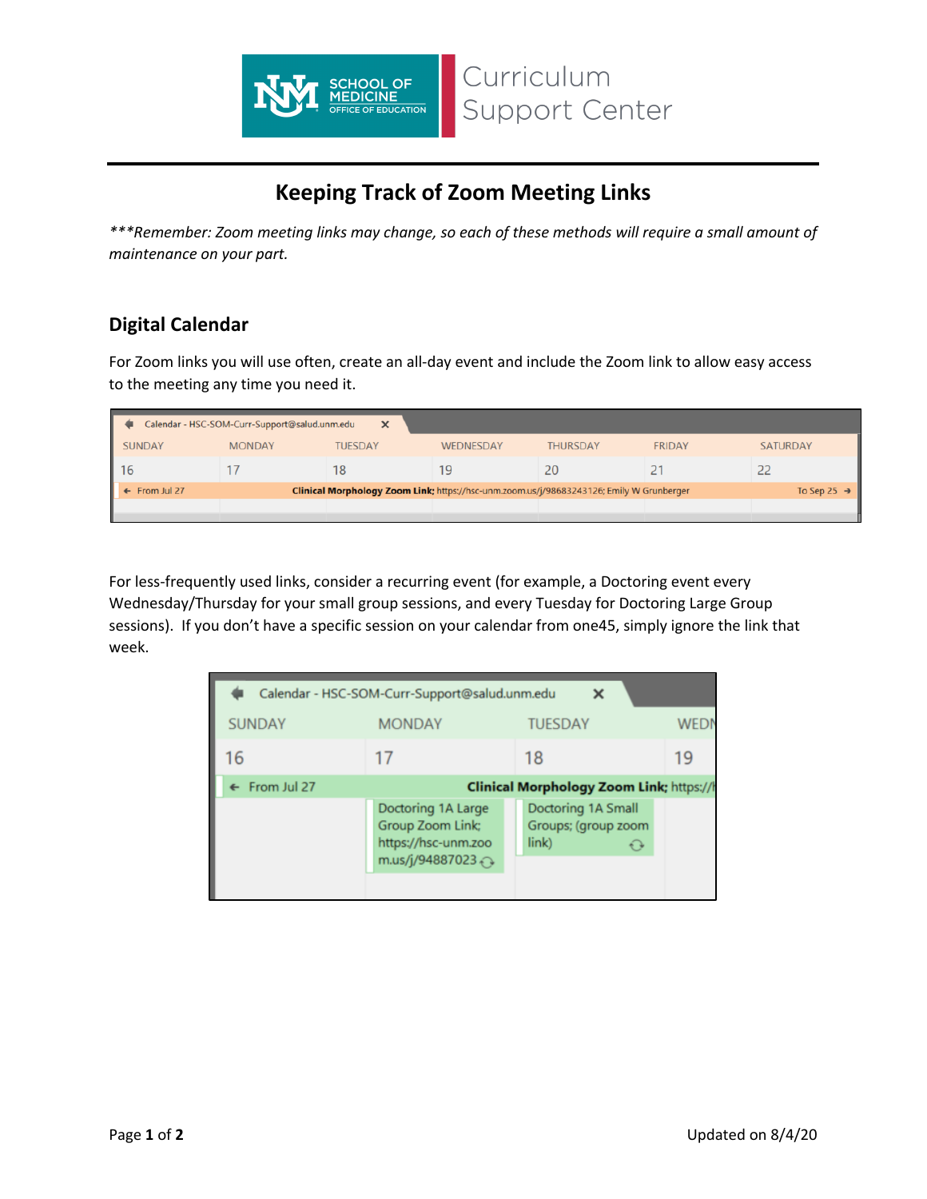# Keeping Track of Zoom Meeting Links

****Remember: Zoom meeting links may change, so each of these methods will require a small amount of maintenance on your part.*

## Digital Calendar

For Zoom links you will use often, create an all-day event and include the Zoom link to allow easy access to the meeting any time you need it.

For less-frequently used links, consider a recurring event (for example, a Doctoring event every Wednesday/Thursday for your small group sessions, and every Tuesday for Doctoring Large Group sessions). If you don't have a specific session on your calendar from one45, simply ignore the link that week.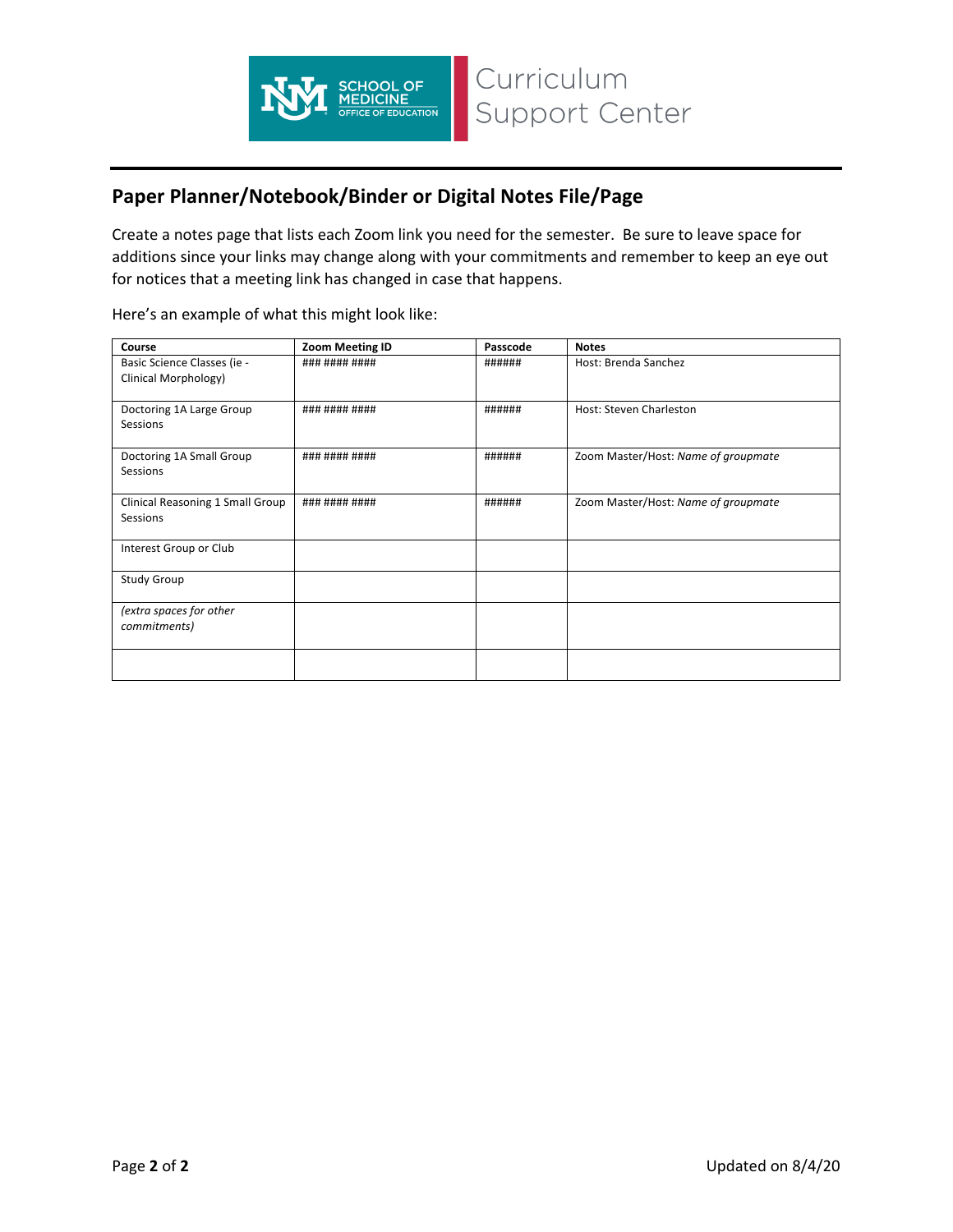## Paper Planner/Notebook/Binder or Digital Notes File/Page

Create a notes page that lists each Zoom link you need for the semester. Be sure to leave space for additions since your links may change along with your commitments and remember to keep an eye out for notices that a meeting link has changed in case that happens.

Here's an example of what this might look like:

| Course | Zoom Meeting ID | Passcode | Notes |
|---|---|---|---|
| Basic Science Classes (ie - Clinical Morphology) | ### #### #### | ###### | Host: Brenda Sanchez |
| Doctoring 1A Large Group Sessions | ### #### #### | ###### | Host: Steven Charleston |
| Doctoring 1A Small Group Sessions | ### #### #### | ###### | Zoom Master/Host: *Name of groupmate* |
| Clinical Reasoning 1 Small Group Sessions | ### #### #### | ###### | Zoom Master/Host: *Name of groupmate* |
| Interest Group or Club | | | |
| Study Group | | | |
| *(extra spaces for other commitments)* | | | |
| | | | |

Updated on 8/4/20